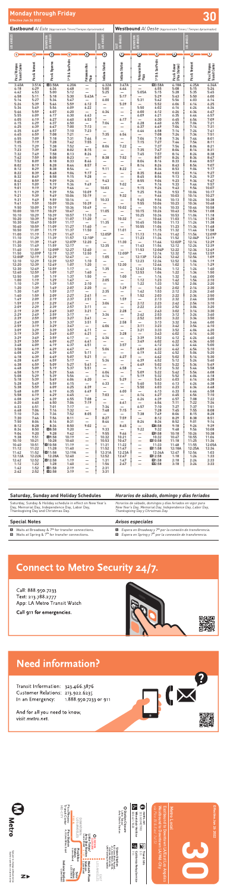# Monday through Friday

Effective Jun 26 2022

**30**

| Eastbound *Al Este (Approximate Times/Tiempos Aproximados)* | | | | | |
|---|---|---|---|---|---|
| LOS ANGELES | | DOWNTOWN LOS ANGELES | | EAST LOS ANGELES | |
| 1 | 2 | 3 | 4 | 5 | 6 |
| Pico/Rimpau Transit Center | Pico & Vermont | Pico & Figueroa | 1st & San Pedro | Pomona Bl & Pico | Indiana Station |
| 3:40A | 3:51A | A3:58A | 4:20A | — | 4:32A |
| 4:18 | 4:29 | 4:36 | 4:48 | — | 5:00 |
| 4:42 | 4:53 | 5:00 | 5:12 | — | 5:25 |
| 4:58 | 5:11 | 5:18 | 5:30 | 5:43A | — |
| 5:14 | 5:27 | 5:34 | 5:47 | — | 6:00 |
| 5:26 | 5:39 | 5:46 | 5:59 | 6:12 | — |
| 5:36 | 5:49 | 5:56 | 6:09 | 6:22 | — |
| 5:46 | 5:59 | 6:07 | 6:20 | — | 6:34 |
| 5:56 | 6:09 | 6:17 | 6:30 | 6:43 | — |
| 6:05 | 6:19 | 6:27 | 6:40 | 6:53 | — |
| 6:15 | 6:29 | 6:37 | 6:50 | — | 7:04 |
| 6:25 | 6:39 | 6:47 | 7:00 | 7:13 | — |
| 6:35 | 6:49 | 6:57 | 7:10 | 7:23 | — |
| 6:45 | 6:59 | 7:08 | 7:21 | — | 7:35 |
| 6:55 | 7:09 | 7:18 | 7:31 | 7:44 | — |
| 7:05 | 7:19 | 7:28 | 7:42 | 7:55 | — |
| 7:15 | 7:29 | 7:38 | 7:52 | — | 8:06 |
| 7:23 | 7:39 | 7:48 | 8:02 | 8:15 | — |
| 7:32 | 7:49 | 7:58 | 8:13 | 8:26 | — |
| 7:42 | 7:59 | 8:08 | 8:23 | — | 8:38 |
| 7:52 | 8:09 | 8:18 | 8:33 | 8:46 | — |
| 8:02 | 8:19 | 8:28 | 8:44 | 8:57 | — |
| 8:12 | 8:29 | 8:38 | 8:54 | — | 9:11 |
| 8:22 | 8:39 | 8:48 | 9:04 | 9:17 | — |
| 8:32 | 8:49 | 8:58 | 9:15 | 9:28 | — |
| 8:42 | 8:59 | 9:09 | 9:26 | — | 9:43 |
| 8:51 | 9:09 | 9:19 | 9:36 | 9:49 | — |
| 9:01 | 9:19 | 9:29 | 9:46 | — | 10:03 |
| 9:11 | 9:29 | 9:39 | 9:56 | 10:09 | — |
| 9:21 | 9:39 | 9:49 | 10:06 | 10:19 | — |
| 9:31 | 9:49 | 9:59 | 10:16 | — | 10:33 |
| 9:41 | 9:59 | 10:09 | 10:26 | 10:39 | — |
| 9:50 | 10:09 | 10:19 | 10:36 | 10:49 | — |
| 10:00 | 10:19 | 10:29 | 10:47 | — | 11:05 |
| 10:10 | 10:29 | 10:39 | 10:57 | 11:10 | — |
| 10:20 | 10:39 | 10:49 | 11:07 | 11:20 | — |
| 10:30 | 10:49 | 10:59 | 11:17 | — | 11:35 |
| 10:40 | 10:59 | 11:09 | 11:27 | 11:40 | — |
| 10:50 | 11:09 | 11:19 | 11:37 | 11:50 | — |
| 11:00 | 11:19 | 11:29 | 11:47 | — | 12:05P |
| 11:10 | 11:29 | 11:39 | 11:57 | 12:10P | — |
| 11:20 | 11:39 | 11:49 | 12:07P | 12:20 | — |
| 11:30 | 11:49 | 11:59 | 12:17 | — | 12:35 |
| 11:40 | 11:59 | 12:09P | 12:27 | 12:40 | — |
| 11:50 | 12:09P | 12:19 | 12:37 | 12:50 | — |
| 12:00P | 12:19 | 12:29 | 12:47 | — | 1:05 |
| 12:10 | 12:29 | 12:39 | 12:57 | 1:10 | — |
| 12:20 | 12:39 | 12:49 | 1:07 | 1:20 | — |
| 12:30 | 12:49 | 12:59 | 1:17 | — | 1:35 |
| 12:40 | 12:59 | 1:09 | 1:27 | 1:40 | — |
| 12:50 | 1:09 | 1:19 | 1:37 | 1:50 | — |
| 1:00 | 1:19 | 1:29 | 1:47 | — | 2:05 |
| 1:10 | 1:29 | 1:39 | 1:57 | 2:10 | — |
| 1:20 | 1:39 | 1:49 | 2:07 | 2:20 | — |
| 1:30 | 1:49 | 1:59 | 2:17 | — | 2:35 |
| 1:40 | 1:59 | 2:09 | 2:27 | 2:41 | — |
| 1:49 | 2:09 | 2:19 | 2:37 | 2:51 | — |
| 1:59 | 2:19 | 2:29 | 2:47 | — | 3:06 |
| 2:09 | 2:29 | 2:39 | 2:57 | 3:11 | — |
| 2:19 | 2:39 | 2:49 | 3:07 | 3:21 | — |
| 2:29 | 2:49 | 2:59 | 3:17 | — | 3:36 |
| 2:39 | 2:59 | 3:09 | 3:27 | 3:41 | — |
| 2:49 | 3:09 | 3:19 | 3:37 | 3:51 | — |
| 2:59 | 3:19 | 3:29 | 3:47 | — | 4:06 |
| 3:09 | 3:29 | 3:39 | 3:57 | 4:11 | — |
| 3:19 | 3:39 | 3:49 | 4:07 | 4:21 | — |
| 3:29 | 3:49 | 3:59 | 4:17 | — | 4:36 |
| 3:38 | 3:59 | 4:09 | 4:27 | 4:41 | — |
| 3:48 | 4:09 | 4:19 | 4:37 | 4:51 | — |
| 3:58 | 4:19 | 4:29 | 4:47 | — | 5:06 |
| 4:08 | 4:29 | 4:39 | 4:57 | 5:11 | — |
| 4:18 | 4:39 | 4:49 | 5:07 | 5:21 | — |
| 4:28 | 4:49 | 4:59 | 5:17 | — | 5:36 |
| 4:38 | 4:59 | 5:09 | 5:27 | 5:41 | — |
| 4:48 | 5:09 | 5:19 | 5:37 | 5:51 | — |
| 4:58 | 5:19 | 5:29 | 5:46 | — | 6:04 |
| 5:08 | 5:29 | 5:39 | 5:56 | 6:14 | — |
| 5:18 | 5:39 | 5:49 | 6:06 | 6:20 | — |
| 5:28 | 5:49 | 5:59 | 6:16 | — | 6:33 |
| 5:38 | 5:59 | 6:09 | 6:25 | 6:39 | — |
| 5:48 | 6:09 | 6:19 | 6:35 | 6:49 | — |
| 5:58 | 6:19 | 6:29 | 6:45 | — | 7:03 |
| 6:08 | 6:29 | 6:39 | 6:55 | 7:08 | — |
| 6:20 | 6:40 | 6:50 | 7:06 | 7:19 | — |
| 6:33 | 6:51 | 7:01 | 7:17 | — | 7:34 |
| 6:48 | 7:06 | 7:16 | 7:32 | — | 7:48 |
| 7:10 | 7:26 | 7:36 | 7:52 | 8:05 | — |
| 7:30 | 7:46 | 7:56 | 8:11 | — | 8:27 |
| 7:50 | 8:06 | 8:16 | 8:31 | — | 8:46 |
| 8:12 | 8:28 | 8:36 | 8:50 | 9:02 | — |
| 8:34 | 8:50 | A8:58 | 9:20 | — | 9:33 |
| 9:06 | 9:20 | 9:28 | 9:42 | — | 9:55 |
| 9:38 | 9:51 | A9:58 | 10:19 | — | 10:32 |
| 10:10 | 10:21 | 10:28 | 10:40 | — | 10:53 |
| 10:40 | 10:51 | A10:58 | 11:19 | — | 11:31 |
| 11:12 | 11:22 | 11:28 | 11:40 | — | 11:52 |
| 11:42 | 11:52 | A11:58 | 12:19A | — | 12:31A |
| 12:12A | 12:22A | 12:28A | 12:40 | — | 12:52 |
| 12:42 | 12:52 | A12:58 | 1:19 | — | 1:31 |
| 1:12 | 1:22 | 1:28 | 1:40 | — | 1:54 |
| 1:42 | 1:52 | A1:58 | 2:19 | — | 2:31 |
| 2:42 | 2:52 | A2:58 | 3:19 | — | 3:31 |

| Westbound *Al Oeste (Approximate Times/Tiempos Aproximados)* | | | | | |
|---|---|---|---|---|---|
| EAST LOS ANGELES | | DOWNTOWN LOS ANGELES | | LOS ANGELES | |
| 6 | 5 | 4 | 3 | 2 | 1 |
| Indiana Station | Pomona Bl & Pico | 1st & San Pedro | Pico & Flower (Pico Station) | Pico & Vermont | Pico/Rimpau Transit Center |
| 3:47A | — | B3:58A | 4:18A | 4:25A | 4:34A |
| 4:44 | — | 4:55 | 5:08 | 5:15 | 5:24 |
| — | 5:05A | 5:15 | 5:28 | 5:35 | 5:45 |
| 5:17 | — | 5:29 | 5:42 | 5:50 | 6:00 |
| — | 5:31 | 5:42 | 5:56 | 6:03 | 6:14 |
| 5:39 | — | 5:52 | 6:06 | 6:14 | 6:25 |
| — | 5:50 | 6:02 | 6:16 | 6:24 | 6:36 |
| — | 6:00 | 6:12 | 6:26 | 6:34 | 6:47 |
| 6:17 | — | 6:30 | 6:45 | 6:54 | 7:09 |
| — | 6:28 | 6:40 | 6:55 | 7:04 | 7:21 |
| — | 6:37 | 6:49 | 7:04 | 7:14 | 7:31 |
| 6:54 | — | 7:08 | 7:24 | 7:34 | 7:51 |
| — | 7:06 | 7:18 | 7:34 | 7:44 | 8:01 |
| — | 7:15 | 7:27 | 7:44 | 7:54 | 8:11 |
| 7:22 | — | 7:37 | 7:54 | 8:04 | 8:21 |
| — | 7:35 | 7:47 | 8:04 | 8:14 | 8:31 |
| — | 7:45 | 7:57 | 8:14 | 8:24 | 8:41 |
| 7:52 | — | 8:07 | 8:24 | 8:34 | 8:51 |
| — | 8:06 | 8:16 | 8:33 | 8:44 | 8:57 |
| — | 8:14 | 8:26 | 8:43 | 8:54 | 9:07 |
| 8:22 | — | 8:36 | 8:53 | 9:04 | 9:17 |
| — | 8:36 | 8:46 | 9:03 | 9:14 | 9:27 |
| — | 8:46 | 8:56 | 9:13 | 9:24 | 9:37 |
| 9:02 | — | 9:16 | 9:33 | 9:42 | 9:57 |
| — | 9:16 | 9:26 | 9:43 | 9:53 | 10:07 |
| — | 9:25 | 9:36 | 9:53 | 10:03 | 10:18 |
| 9:32 | — | 9:46 | 10:03 | 10:13 | 10:28 |
| — | 9:45 | 9:56 | 10:13 | 10:23 | 10:38 |
| — | 9:55 | 10:06 | 10:23 | 10:33 | 10:48 |
| 10:02 | — | 10:16 | 10:33 | 10:43 | 10:58 |
| — | 10:15 | 10:26 | 10:43 | 10:53 | 11:08 |
| — | 10:25 | 10:36 | 10:53 | 11:03 | 11:18 |
| 10:32 | — | 10:46 | 11:03 | 11:13 | 11:28 |
| — | 10:45 | 10:56 | 11:13 | 11:23 | 11:38 |
| — | 10:55 | 11:06 | 11:23 | 11:33 | 11:48 |
| 11:01 | — | 11:15 | 11:32 | 11:44 | 11:58 |
| — | 11:13 | 11:24 | 11:42 | 11:54 | 12:09P |
| — | 11:23 | 11:34 | 11:52 | 12:02P | 12:19 |
| 11:30 | — | 11:44 | 12:02P | 12:12 | 12:29 |
| — | 11:43 | 11:54 | 12:12 | 12:22 | 12:39 |
| — | 11:53 | 12:04P | 12:22 | 12:34 | 12:49 |
| 12:00P | — | 12:14 | 12:32 | 12:44 | 12:59 |
| — | 12:13P | 12:24 | 12:42 | 12:54 | 1:09 |
| — | 12:23 | 12:34 | 12:52 | 1:04 | 1:19 |
| 12:30 | — | 12:44 | 1:02 | 1:14 | 1:29 |
| — | 12:43 | 12:54 | 1:12 | 1:24 | 1:39 |
| — | 12:53 | 1:04 | 1:22 | 1:34 | 1:49 |
| 1:00 | — | 1:14 | 1:32 | 1:44 | 2:00 |
| — | 1:12 | 1:23 | 1:42 | 1:54 | 2:10 |
| — | 1:22 | 1:33 | 1:52 | 2:04 | 2:20 |
| 1:29 | — | 1:43 | 2:02 | 2:14 | 2:30 |
| — | 1:42 | 1:53 | 2:12 | 2:24 | 2:40 |
| — | 1:52 | 2:03 | 2:22 | 2:34 | 2:50 |
| 1:59 | — | 2:13 | 2:32 | 2:44 | 3:00 |
| — | 2:12 | 2:23 | 2:42 | 2:54 | 3:10 |
| — | 2:22 | 2:33 | 2:52 | 3:04 | 3:20 |
| 2:28 | — | 2:43 | 3:02 | 3:14 | 3:30 |
| — | 2:42 | 2:53 | 3:12 | 3:24 | 3:40 |
| — | 2:52 | 3:03 | 3:22 | 3:34 | 3:50 |
| 2:58 | — | 3:13 | 3:32 | 3:44 | 4:00 |
| — | 3:11 | 3:23 | 3:42 | 3:54 | 4:10 |
| — | 3:21 | 3:33 | 3:52 | 4:04 | 4:20 |
| 3:28 | — | 3:43 | 4:02 | 4:14 | 4:30 |
| — | 3:39 | 3:52 | 4:12 | 4:24 | 4:40 |
| — | 3:49 | 4:02 | 4:22 | 4:34 | 4:50 |
| 3:57 | — | 4:12 | 4:32 | 4:44 | 5:00 |
| — | 4:09 | 4:22 | 4:42 | 4:54 | 5:10 |
| — | 4:19 | 4:32 | 4:52 | 5:04 | 5:20 |
| 4:27 | — | 4:42 | 5:02 | 5:14 | 5:30 |
| — | 4:39 | 4:52 | 5:12 | 5:24 | 5:40 |
| — | 4:49 | 5:02 | 5:22 | 5:34 | 5:50 |
| 4:58 | — | 5:12 | 5:32 | 5:44 | 5:58 |
| — | 5:09 | 5:22 | 5:42 | 5:54 | 6:08 |
| — | 5:19 | 5:32 | 5:52 | 6:04 | 6:18 |
| 5:29 | — | 5:42 | 6:02 | 6:14 | 6:28 |
| — | 5:43 | 5:53 | 6:11 | 6:23 | 6:38 |
| — | 5:50 | 6:03 | 6:21 | 6:33 | 6:48 |
| 6:00 | — | 6:13 | 6:31 | 6:43 | 6:58 |
| — | 6:14 | 6:27 | 6:45 | 6:56 | 7:10 |
| — | 6:27 | 6:40 | 6:57 | 7:07 | 7:22 |
| 6:41 | — | 6:54 | 7:11 | 7:22 | 7:36 |
| 6:57 | — | 7:10 | 7:27 | 7:38 | 7:51 |
| 7:15 | — | 7:28 | 7:45 | 7:55 | 8:08 |
| 7:38 | — | 7:49 | 8:06 | 8:15 | 8:28 |
| 8:02 | — | 8:12 | 8:29 | 8:38 | 8:51 |
| 8:26 | — | B8:36 | 8:52 | 9:00 | 9:12 |
| 8:45 | — | B8:58 | 9:18 | 9:26 | 9:39 |
| 9:22 | — | 9:32 | 9:48 | 9:56 | 10:08 |
| 9:44 | — | B9:58 | 10:18 | 10:26 | 10:38 |
| 10:21 | — | 10:31 | 10:47 | 10:55 | 11:06 |
| 10:44 | — | B10:58 | 11:18 | 11:25 | 11:36 |
| 11:22 | — | 11:33 | 11:48 | 11:55 | 12:05A |
| 11:44 | — | B11:58 | 12:18A | 12:25A | 12:34 |
| 12:23A | — | 12:34A | 12:47 | 12:54 | 1:03 |
| 12:47 | — | B12:58 | 1:18 | 1:25 | 1:33 |
| 1:47 | — | B1:58 | 2:18 | 2:24 | 2:33 |
| 2:47 | — | B2:58 | 3:18 | 3:24 | 3:33 |

## Saturday, Sunday and Holiday Schedules

Saturday, Sunday & Holiday schedule is in effect on New Year's Day, Memorial Day, Independence Day, Labor Day, Thanksgiving Day and Christmas Day.

## Horarios de sábado, domingo y días feriados

Horarios de sábado, domingo y días feriados en vigor para New Year's Day, Memorial Day, Independence Day, Labor Day, Thanksgiving Day y Christmas Day.

## Special Notes

A Waits at Broadway & 7th for transfer connections.

B Waits at Spring & 7th for transfer connections.

## Avisos especiales

A Espera en Broadway y 7th por la conexión de transferencia.

B Espera en Spring y 7th por la conexión de transferencia.

# Connect to Metro Security 24/7.

Call: 888.950.7233

Text: 213.788.2777

App: LA Metro Transit Watch

Call 911 for emergencies.

# Need information?

Transit Information: 323.466.3876

Customer Relations: 213.922.6235

In an Emergency: 1.888.950.7233 or 911

And for all you need to know, visit *metro.net*.

---

Metro Local

**30**

East Los Angeles – Downtown LA – Los Angeles via Pico Bl & 1st St

Effective Jun 26 2022

Metro

metro.net

Subject to change without notice
Sujeto a cambios sin previo aviso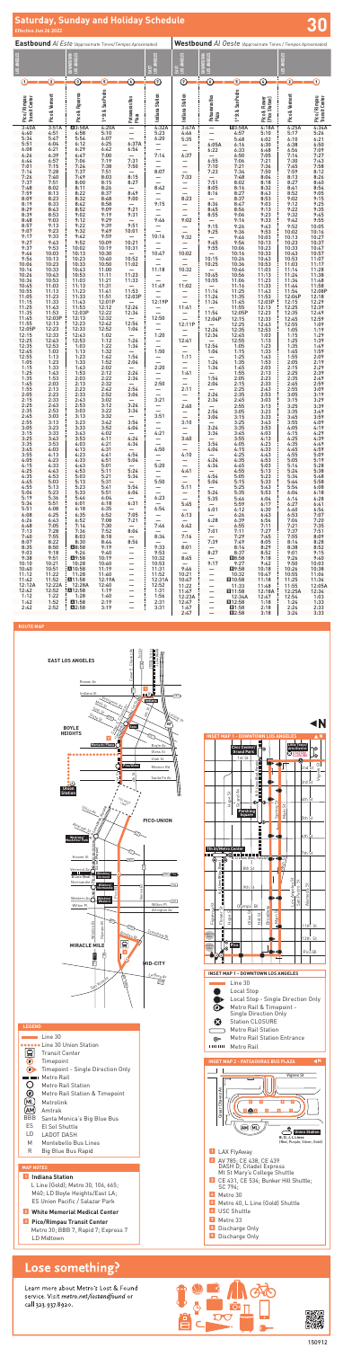# Saturday, Sunday and Holiday Schedule

Effective Jun 26 2022

## Eastbound *Al Este* (Approximate Times / Tiempos Aproximados)

| LOS ANGELES | | DOWNTOWN LOS ANGELES | | | EAST LOS ANGELES |
|---|---|---|---|---|---|
| 1 | 2 | 3 | 4 | 5 | 6 |
| Pico/Rimpau Transit Center | Pico & Vermont | Pico & Figueroa | 1st & San Pedro | Pomona Stn | Indiana Station |
| 3:40A | 3:51A | 3:58A | 4:20A | — | 4:32A |
| 4:40 | 4:51 | 4:58 | 5:10 | — | 5:23 |
| 5:14 | 5:27 | 5:54 | 6:07 | — | 6:20 |
| 5:51 | 6:04 | 6:12 | 6:25 | 6:37A | — |
| 6:08 | 6:21 | 6:29 | 6:42 | 6:54 | — |
| 6:24 | 6:39 | 6:47 | 7:00 | — | 7:14 |
| 6:44 | 6:57 | 7:06 | 7:19 | 7:31 | — |
| 7:01 | 7:15 | 7:24 | 7:38 | 7:50 | — |
| 7:14 | 7:28 | 7:37 | 7:51 | — | 8:07 |
| 7:26 | 7:40 | 7:49 | 8:03 | 8:15 | — |
| 7:37 | 7:51 | 8:00 | 8:15 | 8:27 | — |
| 7:49 | 8:03 | 8:12 | 8:26 | — | 8:42 |
| 7:59 | 8:13 | 8:22 | 8:37 | 8:49 | — |
| 8:09 | 8:23 | 8:32 | 8:48 | 9:00 | — |
| 8:19 | 8:33 | 8:42 | 8:58 | — | 9:15 |
| 8:29 | 8:43 | 8:52 | 9:09 | 9:21 | — |
| 8:39 | 8:53 | 9:02 | 9:19 | 9:31 | — |
| 8:48 | 9:03 | 9:12 | 9:29 | — | 9:44 |
| 8:57 | 9:13 | 9:22 | 9:39 | 9:51 | — |
| 9:07 | 9:23 | 9:32 | 9:49 | 10:01 | — |
| 9:17 | 9:33 | 9:42 | 9:59 | — | 10:16 |
| 9:27 | 9:43 | 9:52 | 10:09 | 10:21 | — |
| 9:37 | 9:53 | 10:02 | 10:19 | 10:31 | — |
| 9:46 | 10:03 | 10:13 | 10:30 | — | 10:47 |
| 9:56 | 10:13 | 10:23 | 10:40 | 10:52 | — |
| 10:06 | 10:23 | 10:33 | 10:50 | 11:02 | — |
| 10:16 | 10:33 | 10:43 | 11:00 | — | 11:18 |
| 10:26 | 10:43 | 10:53 | 11:11 | 11:23 | — |
| 10:36 | 10:53 | 11:03 | 11:21 | 11:33 | — |
| 10:45 | 11:03 | 11:13 | 11:31 | — | 11:49 |
| 10:55 | 11:13 | 11:23 | 11:41 | 11:53 | — |
| 11:05 | 11:23 | 11:33 | 11:51 | 12:03P | — |
| 11:15 | 11:33 | 11:43 | 12:01P | — | 12:19P |
| 11:25 | 11:43 | 11:53 | 12:12 | 12:24 | — |
| 11:35 | 11:53 | 12:03P | 12:22 | 12:34 | — |
| 11:45 | 12:03P | 12:13 | 12:32 | — | 12:50 |
| 11:55 | 12:13 | 12:23 | 12:42 | 12:54 | — |
| 12:05P | 12:23 | 12:33 | 12:52 | 1:04 | — |
| 12:15 | 12:33 | 12:43 | 1:02 | — | 1:20 |
| 12:25 | 12:43 | 12:53 | 1:12 | 1:24 | — |
| 12:35 | 12:53 | 1:03 | 1:22 | 1:34 | — |
| 12:45 | 1:03 | 1:13 | 1:32 | — | 1:50 |
| 12:55 | 1:13 | 1:23 | 1:42 | 1:54 | — |
| 1:05 | 1:23 | 1:33 | 1:52 | 2:04 | — |
| 1:15 | 1:33 | 1:43 | 2:02 | — | 2:20 |
| 1:25 | 1:43 | 1:53 | 2:12 | 2:24 | — |
| 1:35 | 1:53 | 2:03 | 2:22 | 2:34 | — |
| 1:45 | 2:03 | 2:13 | 2:32 | — | 2:50 |
| 1:55 | 2:13 | 2:23 | 2:42 | 2:54 | — |
| 2:05 | 2:23 | 2:33 | 2:52 | 3:04 | — |
| 2:15 | 2:33 | 2:43 | 3:02 | — | 3:21 |
| 2:25 | 2:43 | 2:53 | 3:12 | 3:24 | — |
| 2:35 | 2:53 | 3:03 | 3:22 | 3:34 | — |
| 2:45 | 3:03 | 3:13 | 3:32 | — | 3:51 |
| 2:55 | 3:13 | 3:23 | 3:42 | 3:54 | — |
| 3:05 | 3:23 | 3:33 | 3:52 | 4:04 | — |
| 3:15 | 3:33 | 3:43 | 4:02 | — | 4:21 |
| 3:25 | 3:43 | 3:53 | 4:12 | 4:24 | — |
| 3:35 | 3:53 | 4:03 | 4:21 | 4:34 | — |
| 3:45 | 4:03 | 4:13 | 4:31 | — | 4:50 |
| 3:55 | 4:13 | 4:23 | 4:41 | 4:54 | — |
| 4:05 | 4:23 | 4:33 | 4:51 | 5:04 | — |
| 4:15 | 4:33 | 4:43 | 5:01 | — | 5:20 |
| 4:25 | 4:43 | 4:53 | 5:11 | 5:24 | — |
| 4:35 | 4:53 | 5:03 | 5:21 | 5:34 | — |
| 4:45 | 5:03 | 5:13 | 5:31 | — | 5:50 |
| 4:55 | 5:13 | 5:23 | 5:41 | 5:54 | — |
| 5:06 | 5:23 | 5:33 | 5:51 | 6:04 | — |
| 5:19 | 5:36 | 5:46 | 6:04 | — | 6:23 |
| 5:34 | 5:51 | 6:01 | 6:18 | 6:31 | — |
| 5:51 | 6:08 | 6:18 | 6:35 | — | 6:54 |
| 6:08 | 6:25 | 6:35 | 6:52 | 7:05 | — |
| 6:26 | 6:43 | 6:52 | 7:08 | 7:21 | — |
| 6:48 | 7:05 | 7:14 | 7:30 | — | 7:46 |
| 7:13 | 7:28 | 7:36 | 7:52 | 8:04 | — |
| 7:40 | 7:55 | 8:03 | 8:18 | — | 8:34 |
| 8:07 | 8:22 | 8:30 | 8:44 | 8:56 | — |
| 8:35 | 8:50 | 8:58 | 9:19 | — | 9:33 |
| 9:03 | 9:18 | 9:26 | 9:40 | — | 9:53 |
| 9:38 | 9:51 | 9:58 | 10:19 | — | 10:32 |
| 10:10 | 10:21 | 10:28 | 10:40 | — | 10:53 |
| 10:40 | 10:51 | 10:58 | 11:19 | — | 11:31 |
| 11:12 | 11:22 | 11:28 | 11:40 | — | 11:52 |
| 11:42 | 11:52 | 11:58 | 12:19A | — | 12:31A |
| 12:12A | 12:22A | 12:28A | 12:40A | — | 12:52A |
| 12:42 | 12:52 | 12:58 | 1:19 | — | 1:31 |
| 1:12 | 1:22 | 1:28 | 1:40 | — | 1:52 |
| 1:42 | 1:52 | 1:58 | 2:19 | — | 2:31 |
| 2:42 | 2:52 | 2:58 | 3:19 | — | 3:31 |

## Westbound *Al Oeste* (Approximate Times / Tiempos Aproximados)

| EAST LOS ANGELES | | DOWNTOWN LOS ANGELES | | | LOS ANGELES |
|---|---|---|---|---|---|
| 6 | 5 | 4 | 3 | 2 | 1 |
| Indiana Station | Pomona Stn | 1st & San Pedro | Pico & Flower | Pico & Vermont | Pico/Rimpau Transit Center |
| 3:47A | — | 3:58A | 4:10A | 4:25A | 4:36A |
| 4:44 | — | 4:57 | 5:10 | 5:17 | 5:26 |
| 5:35 | — | 5:48 | 6:02 | 6:10 | 6:21 |
| — | 6:05A | 6:16 | 6:30 | 6:38 | 6:50 |
| 6:22 | — | 6:33 | 6:48 | 6:56 | 7:09 |
| — | 6:55 | 7:06 | 7:21 | 7:30 | 7:44 |
| — | 7:10 | 7:21 | 7:36 | 7:45 | 7:58 |
| 7:33 | — | 7:44 | 8:00 | 8:09 | 8:22 |
| — | 7:51 | 8:02 | 8:18 | 8:27 | 8:41 |
| — | 8:05 | 8:16 | 8:32 | 8:41 | 8:56 |
| 8:23 | — | 8:36 | 8:52 | 9:02 | 9:15 |
| — | 8:34 | 8:45 | 9:03 | 9:12 | 9:25 |
| — | 8:44 | 8:55 | 9:13 | 9:22 | 9:35 |
| 9:02 | — | 9:15 | 9:33 | 9:42 | 9:55 |
| — | 9:15 | 9:26 | 9:43 | 9:52 | 10:05 |
| — | 9:25 | 9:36 | 9:53 | 10:02 | 10:15 |
| 9:32 | — | 9:46 | 10:03 | 10:13 | 10:27 |
| — | 9:45 | 9:56 | 10:13 | 10:23 | 10:37 |
| — | 9:55 | 10:06 | 10:23 | 10:33 | 10:47 |
| 10:02 | — | 10:16 | 10:33 | 10:43 | 10:57 |
| — | 10:15 | 10:26 | 10:43 | 10:53 | 11:07 |
| — | 10:25 | 10:36 | 10:53 | 11:03 | 11:17 |
| 10:32 | — | 10:46 | 11:03 | 11:13 | 11:27 |
| — | 10:45 | 10:56 | 11:13 | 11:24 | 11:38 |
| — | 10:55 | 11:06 | 11:23 | 11:34 | 11:48 |
| 11:02 | — | 11:16 | 11:33 | 11:44 | 11:58 |
| — | 11:14 | 11:25 | 11:42 | 11:54 | 12:08P |
| — | 11:24 | 11:35 | 11:52 | 12:04P | 12:18 |
| 11:34 | — | 11:45 | 12:02P | 12:14 | 12:28 |
| — | 11:44 | 11:55 | 12:13 | 12:25 | 12:39 |
| — | 11:54 | 12:05P | 12:23 | 12:35 | 12:49 |
| 12:04P | — | 12:15 | 12:33 | 12:45 | 12:59 |
| — | 12:14 | 12:25 | 12:43 | 12:55 | 1:09 |
| — | 12:24 | 12:35 | 12:53 | 1:05 | 1:19 |
| 12:34 | — | 12:45 | 1:03 | 1:15 | 1:29 |
| — | 12:44 | 12:55 | 1:13 | 1:25 | 1:39 |
| — | 12:54 | 1:05 | 1:23 | 1:35 | 1:49 |
| 1:04 | — | 1:15 | 1:33 | 1:45 | 1:59 |
| — | 1:14 | 1:25 | 1:43 | 1:55 | 2:09 |
| — | 1:24 | 1:35 | 1:53 | 2:05 | 2:19 |
| 1:34 | — | 1:45 | 2:03 | 2:15 | 2:29 |
| — | 1:44 | 1:55 | 2:13 | 2:25 | 2:39 |
| — | 1:54 | 2:05 | 2:23 | 2:35 | 2:49 |
| 2:04 | — | 2:15 | 2:33 | 2:45 | 2:59 |
| — | 2:14 | 2:25 | 2:43 | 2:55 | 3:09 |
| — | 2:24 | 2:35 | 2:53 | 3:05 | 3:19 |
| 2:34 | — | 2:45 | 3:03 | 3:15 | 3:29 |
| — | 2:44 | 2:55 | 3:13 | 3:25 | 3:39 |
| — | 2:54 | 3:05 | 3:23 | 3:35 | 3:49 |
| 3:04 | — | 3:15 | 3:33 | 3:45 | 3:59 |
| — | 3:14 | 3:25 | 3:43 | 3:55 | 4:09 |
| — | 3:24 | 3:35 | 3:53 | 4:05 | 4:19 |
| 3:34 | — | 3:45 | 4:03 | 4:15 | 4:29 |
| — | 3:44 | 3:55 | 4:13 | 4:25 | 4:39 |
| — | 3:54 | 4:05 | 4:23 | 4:35 | 4:49 |
| 4:04 | — | 4:15 | 4:33 | 4:45 | 4:59 |
| — | 4:14 | 4:25 | 4:43 | 4:55 | 5:09 |
| — | 4:24 | 4:35 | 4:53 | 5:05 | 5:19 |
| 4:34 | — | 4:45 | 5:03 | 5:15 | 5:29 |
| — | 4:44 | 4:55 | 5:13 | 5:25 | 5:38 |
| — | 4:54 | 5:05 | 5:23 | 5:35 | 5:48 |
| 5:04 | — | 5:15 | 5:33 | 5:44 | 5:58 |
| — | 5:14 | 5:25 | 5:43 | 5:54 | 6:08 |
| — | 5:24 | 5:35 | 5:53 | 6:04 | 6:18 |
| 5:35 | — | 5:46 | 6:04 | 6:14 | 6:28 |
| — | 5:46 | 5:57 | 6:15 | 6:25 | 6:41 |
| — | 6:01 | 6:12 | 6:30 | 6:40 | 6:54 |
| 6:28 | — | 6:39 | 6:56 | 7:06 | 7:20 |
| 7:01 | — | 7:11 | 7:27 | 7:37 | 7:51 |
| 7:39 | — | 7:49 | 8:05 | 8:15 | 8:28 |
| 8:01 | — | 8:11 | 8:25 | 8:36 | 8:50 |
| 8:27 | — | 8:37 | 8:52 | 9:01 | 9:15 |
| 9:17 | — | 9:27 | 9:42 | 9:50 | 10:03 |
| 9:58 | — | 10:08 | 10:22 | 10:29 | 10:42 |
| 10:32 | — | 10:42 | 10:56 | 11:03 | 11:16 |
| 11:07 | — | 11:17 | 11:30 | 11:37 | 11:49 |
| 11:47 | — | 11:58 | 12:18A | 12:24A | 12:33A |
| 12:22A | — | 12:34A | 12:47 | 12:53 | 1:03 |
| — | — | 12:58 | 1:18 | 1:24 | 1:33 |
| — | — | 1:58 | 2:18 | 2:24 | 2:33 |
| — | — | 2:58 | 3:18 | 3:24 | 3:33 |

## Route Map

EAST LOS ANGELES · BOYLE HEIGHTS · PICO-UNION · MID-CITY · MIRACLE MILE · Indiana Station · Pico/Rimpau Transit Center

### Legend

- Line 30
- Line 30 Union Station
- Transit Center
- Timepoint
- Timepoint - Single Direction Only
- Metro Rail
- Metro Rail Station
- Metro Rail Station & Timepoint
- Metrolink
- Amtrak
- BBB Santa Monica's Big Blue Bus
- ES El Sol Shuttle
- LD LADOT DASH
- M Montebello Bus Lines
- R Big Blue Bus Rapid

### Map Notes

1. **Indiana Station** – L Line (Gold); Metro 30, 106, 665; M40; LD Boyle Heights/East LA; ES Union Pacific / Salazar Park
2. **White Memorial Medical Center**
3. **Pico/Rimpau Transit Center** – Metro 30; BBB 7, Rapid 7; Express 7; LD Midtown

### Inset Map 1 - Downtown Los Angeles

- Line 30
- Local Stop
- Local Stop - Single Direction Only
- Metro Rail & Timepoint - Single Direction Only
- Station CLOSURE
- Metro Rail Station
- Metro Rail Station Entrance

### Inset Map 2 - Patsaouras Bus Plaza

Union Station – B, D, L Lines (Red, Purple, Silver, Gold)

1. LAX FlyAway
2. AV 785; CE 438, CE 439; DASH D; Citadel Express; Mt St Mary's College Shuttle
3. CE 431, CE 534; Bunker Hill Shuttle; SC 794
4. Metro 30
5. Metro 40, L Line (Gold) Shuttle
6. USC Shuttle
7. Metro 33
8. Discharge Only
9. Discharge Only

## Lose something?

Learn more about Metro's Lost & Found service. Visit metro.net/lostandfound or call 323.937.8920.

150912